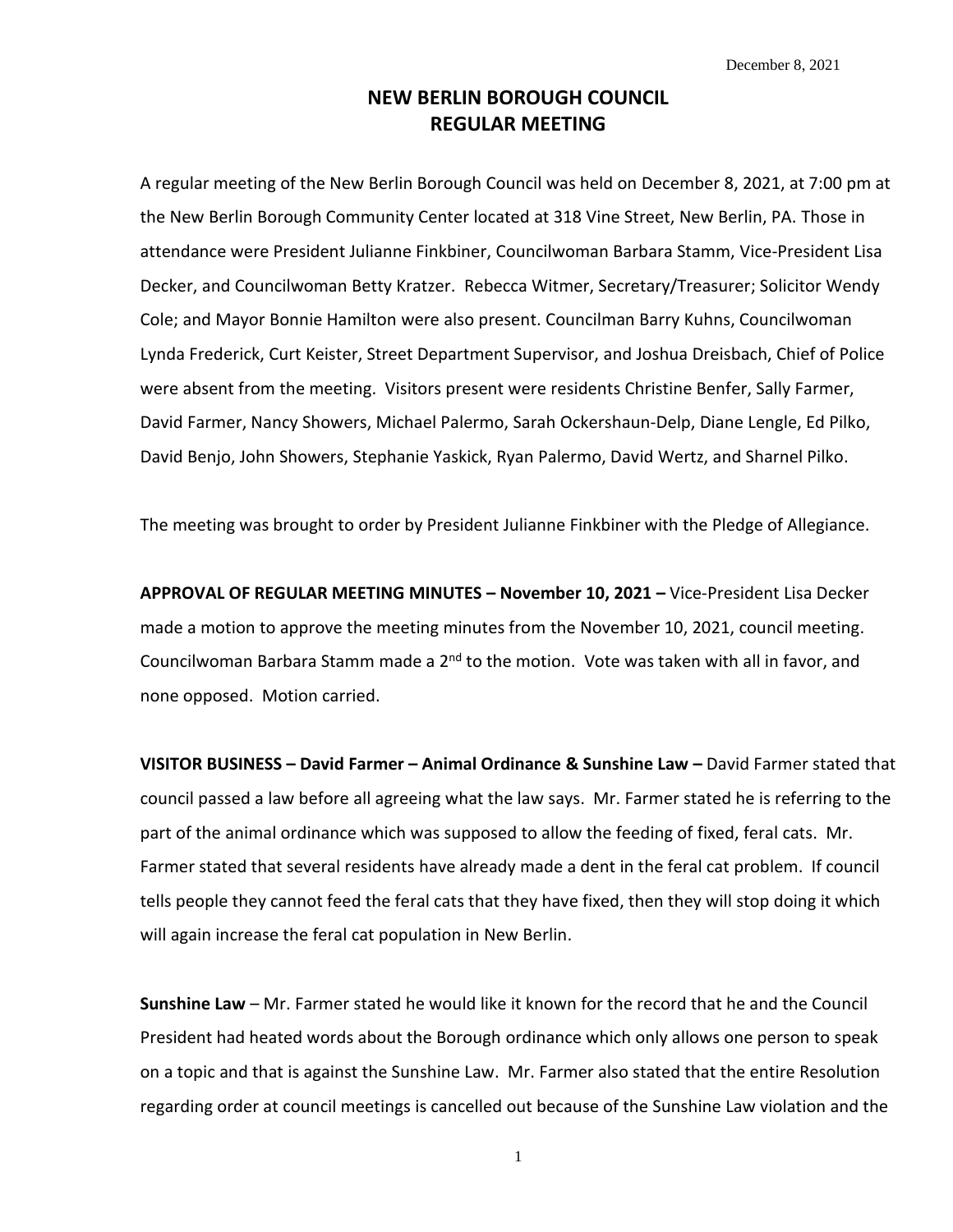December 8, 2021

# NEW BERLIN BOROUGH COUNCIL
# REGULAR MEETING

A regular meeting of the New Berlin Borough Council was held on December 8, 2021, at 7:00 pm at the New Berlin Borough Community Center located at 318 Vine Street, New Berlin, PA. Those in attendance were President Julianne Finkbiner, Councilwoman Barbara Stamm, Vice-President Lisa Decker, and Councilwoman Betty Kratzer. Rebecca Witmer, Secretary/Treasurer; Solicitor Wendy Cole; and Mayor Bonnie Hamilton were also present. Councilman Barry Kuhns, Councilwoman Lynda Frederick, Curt Keister, Street Department Supervisor, and Joshua Dreisbach, Chief of Police were absent from the meeting. Visitors present were residents Christine Benfer, Sally Farmer, David Farmer, Nancy Showers, Michael Palermo, Sarah Ockershaun-Delp, Diane Lengle, Ed Pilko, David Benjo, John Showers, Stephanie Yaskick, Ryan Palermo, David Wertz, and Sharnel Pilko.

The meeting was brought to order by President Julianne Finkbiner with the Pledge of Allegiance.

**APPROVAL OF REGULAR MEETING MINUTES – November 10, 2021 –** Vice-President Lisa Decker made a motion to approve the meeting minutes from the November 10, 2021, council meeting. Councilwoman Barbara Stamm made a 2nd to the motion. Vote was taken with all in favor, and none opposed. Motion carried.

**VISITOR BUSINESS – David Farmer – Animal Ordinance & Sunshine Law –** David Farmer stated that council passed a law before all agreeing what the law says. Mr. Farmer stated he is referring to the part of the animal ordinance which was supposed to allow the feeding of fixed, feral cats. Mr. Farmer stated that several residents have already made a dent in the feral cat problem. If council tells people they cannot feed the feral cats that they have fixed, then they will stop doing it which will again increase the feral cat population in New Berlin.

**Sunshine Law** – Mr. Farmer stated he would like it known for the record that he and the Council President had heated words about the Borough ordinance which only allows one person to speak on a topic and that is against the Sunshine Law. Mr. Farmer also stated that the entire Resolution regarding order at council meetings is cancelled out because of the Sunshine Law violation and the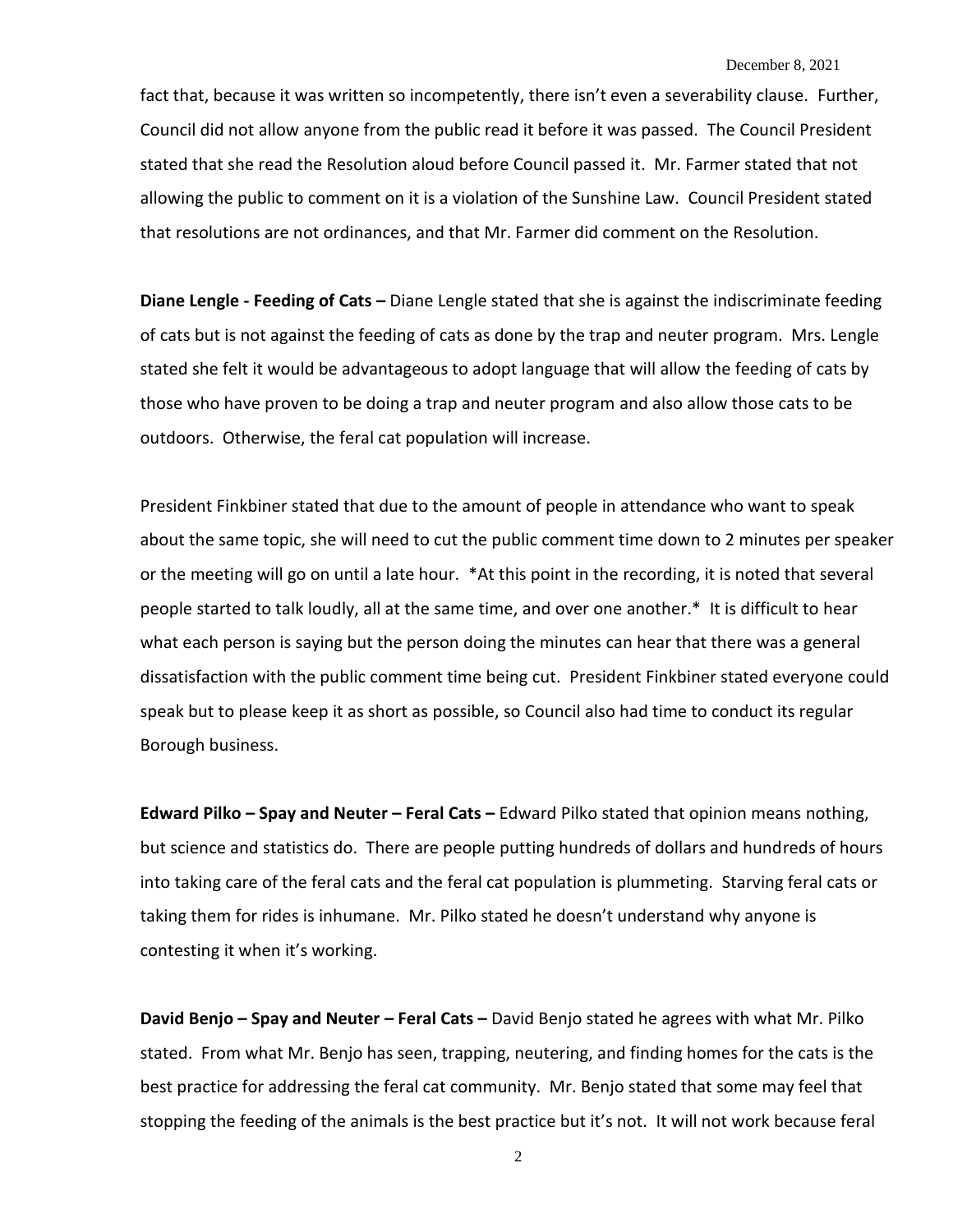fact that, because it was written so incompetently, there isn't even a severability clause. Further, Council did not allow anyone from the public read it before it was passed. The Council President stated that she read the Resolution aloud before Council passed it. Mr. Farmer stated that not allowing the public to comment on it is a violation of the Sunshine Law. Council President stated that resolutions are not ordinances, and that Mr. Farmer did comment on the Resolution.

**Diane Lengle - Feeding of Cats –** Diane Lengle stated that she is against the indiscriminate feeding of cats but is not against the feeding of cats as done by the trap and neuter program. Mrs. Lengle stated she felt it would be advantageous to adopt language that will allow the feeding of cats by those who have proven to be doing a trap and neuter program and also allow those cats to be outdoors. Otherwise, the feral cat population will increase.

President Finkbiner stated that due to the amount of people in attendance who want to speak about the same topic, she will need to cut the public comment time down to 2 minutes per speaker or the meeting will go on until a late hour. *At this point in the recording, it is noted that several people started to talk loudly, all at the same time, and over one another.* It is difficult to hear what each person is saying but the person doing the minutes can hear that there was a general dissatisfaction with the public comment time being cut. President Finkbiner stated everyone could speak but to please keep it as short as possible, so Council also had time to conduct its regular Borough business.

**Edward Pilko – Spay and Neuter – Feral Cats –** Edward Pilko stated that opinion means nothing, but science and statistics do. There are people putting hundreds of dollars and hundreds of hours into taking care of the feral cats and the feral cat population is plummeting. Starving feral cats or taking them for rides is inhumane. Mr. Pilko stated he doesn't understand why anyone is contesting it when it's working.

**David Benjo – Spay and Neuter – Feral Cats –** David Benjo stated he agrees with what Mr. Pilko stated. From what Mr. Benjo has seen, trapping, neutering, and finding homes for the cats is the best practice for addressing the feral cat community. Mr. Benjo stated that some may feel that stopping the feeding of the animals is the best practice but it's not. It will not work because feral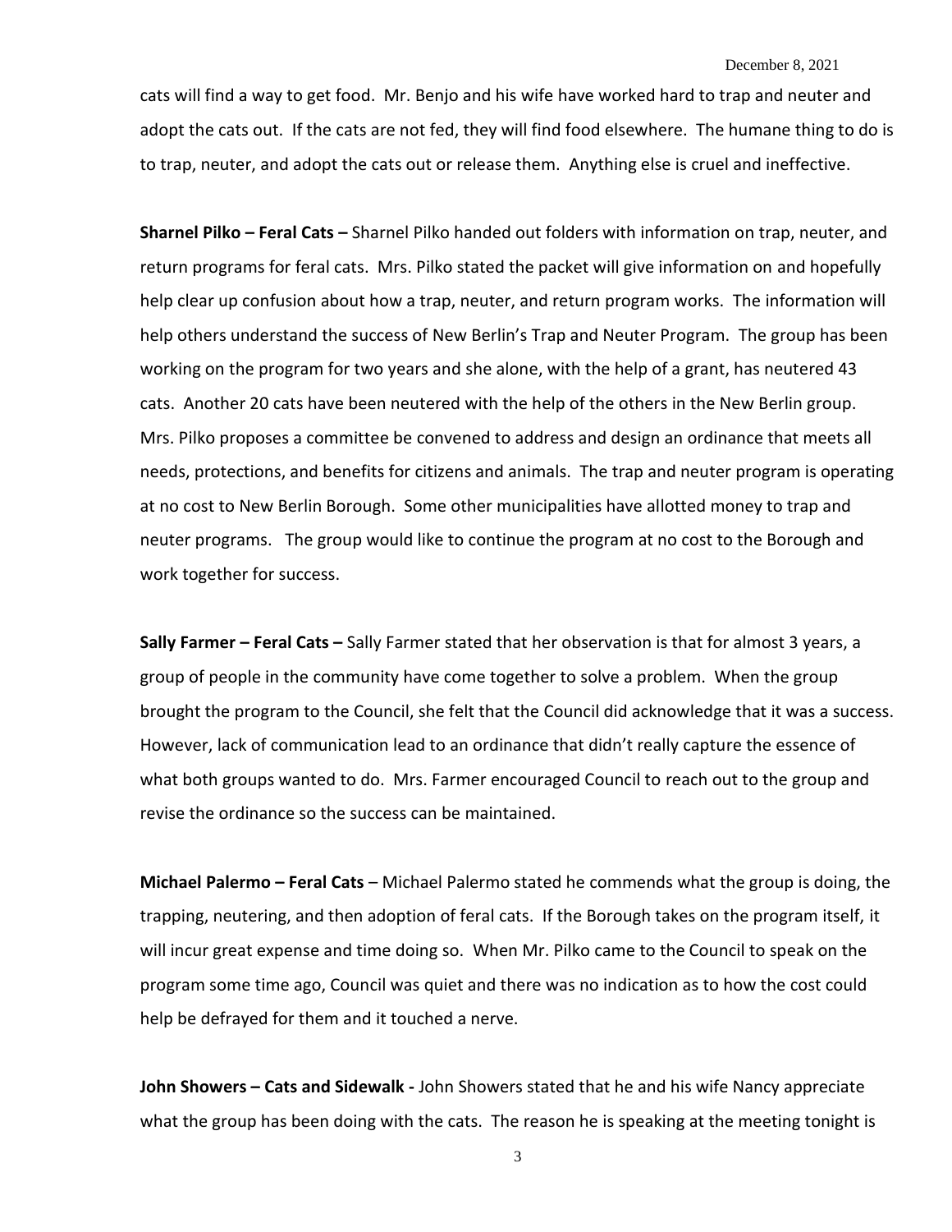cats will find a way to get food. Mr. Benjo and his wife have worked hard to trap and neuter and adopt the cats out. If the cats are not fed, they will find food elsewhere. The humane thing to do is to trap, neuter, and adopt the cats out or release them. Anything else is cruel and ineffective.

**Sharnel Pilko – Feral Cats –** Sharnel Pilko handed out folders with information on trap, neuter, and return programs for feral cats. Mrs. Pilko stated the packet will give information on and hopefully help clear up confusion about how a trap, neuter, and return program works. The information will help others understand the success of New Berlin's Trap and Neuter Program. The group has been working on the program for two years and she alone, with the help of a grant, has neutered 43 cats. Another 20 cats have been neutered with the help of the others in the New Berlin group. Mrs. Pilko proposes a committee be convened to address and design an ordinance that meets all needs, protections, and benefits for citizens and animals. The trap and neuter program is operating at no cost to New Berlin Borough. Some other municipalities have allotted money to trap and neuter programs. The group would like to continue the program at no cost to the Borough and work together for success.

**Sally Farmer – Feral Cats –** Sally Farmer stated that her observation is that for almost 3 years, a group of people in the community have come together to solve a problem. When the group brought the program to the Council, she felt that the Council did acknowledge that it was a success. However, lack of communication lead to an ordinance that didn't really capture the essence of what both groups wanted to do. Mrs. Farmer encouraged Council to reach out to the group and revise the ordinance so the success can be maintained.

**Michael Palermo – Feral Cats** – Michael Palermo stated he commends what the group is doing, the trapping, neutering, and then adoption of feral cats. If the Borough takes on the program itself, it will incur great expense and time doing so. When Mr. Pilko came to the Council to speak on the program some time ago, Council was quiet and there was no indication as to how the cost could help be defrayed for them and it touched a nerve.

**John Showers – Cats and Sidewalk -** John Showers stated that he and his wife Nancy appreciate what the group has been doing with the cats. The reason he is speaking at the meeting tonight is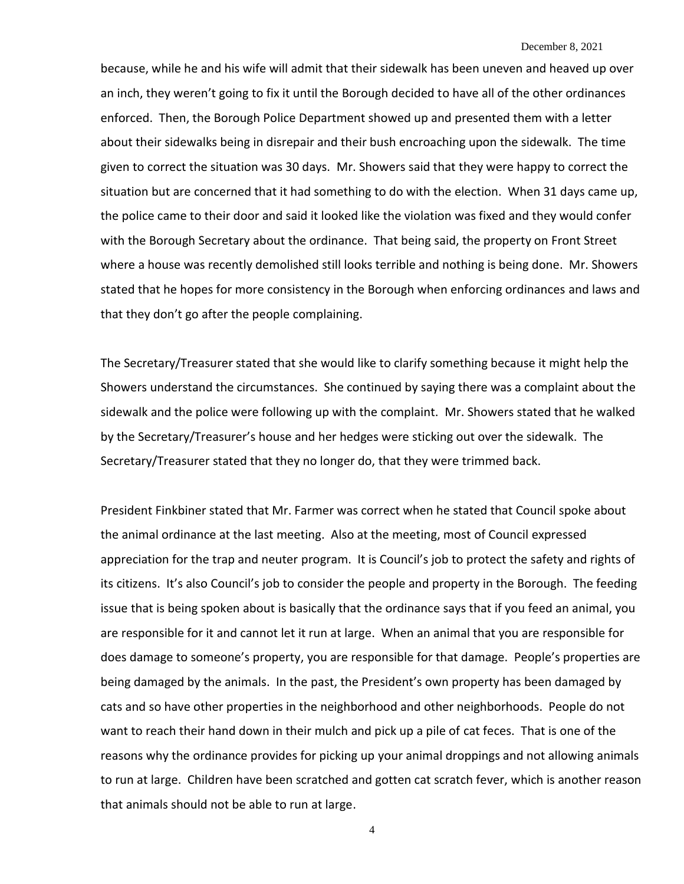because, while he and his wife will admit that their sidewalk has been uneven and heaved up over an inch, they weren't going to fix it until the Borough decided to have all of the other ordinances enforced. Then, the Borough Police Department showed up and presented them with a letter about their sidewalks being in disrepair and their bush encroaching upon the sidewalk. The time given to correct the situation was 30 days. Mr. Showers said that they were happy to correct the situation but are concerned that it had something to do with the election. When 31 days came up, the police came to their door and said it looked like the violation was fixed and they would confer with the Borough Secretary about the ordinance. That being said, the property on Front Street where a house was recently demolished still looks terrible and nothing is being done. Mr. Showers stated that he hopes for more consistency in the Borough when enforcing ordinances and laws and that they don't go after the people complaining.

The Secretary/Treasurer stated that she would like to clarify something because it might help the Showers understand the circumstances. She continued by saying there was a complaint about the sidewalk and the police were following up with the complaint. Mr. Showers stated that he walked by the Secretary/Treasurer's house and her hedges were sticking out over the sidewalk. The Secretary/Treasurer stated that they no longer do, that they were trimmed back.

President Finkbiner stated that Mr. Farmer was correct when he stated that Council spoke about the animal ordinance at the last meeting. Also at the meeting, most of Council expressed appreciation for the trap and neuter program. It is Council's job to protect the safety and rights of its citizens. It's also Council's job to consider the people and property in the Borough. The feeding issue that is being spoken about is basically that the ordinance says that if you feed an animal, you are responsible for it and cannot let it run at large. When an animal that you are responsible for does damage to someone's property, you are responsible for that damage. People's properties are being damaged by the animals. In the past, the President's own property has been damaged by cats and so have other properties in the neighborhood and other neighborhoods. People do not want to reach their hand down in their mulch and pick up a pile of cat feces. That is one of the reasons why the ordinance provides for picking up your animal droppings and not allowing animals to run at large. Children have been scratched and gotten cat scratch fever, which is another reason that animals should not be able to run at large.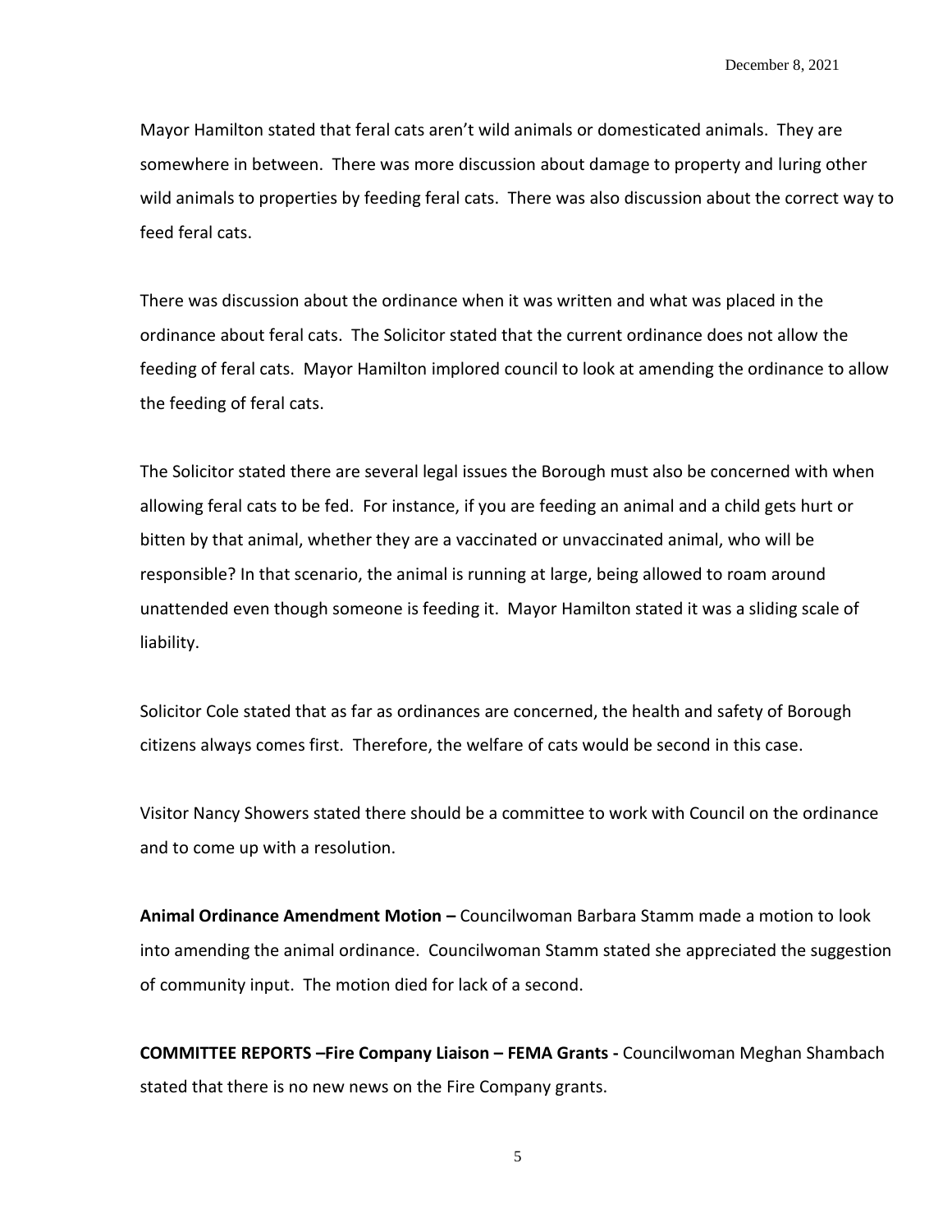Mayor Hamilton stated that feral cats aren't wild animals or domesticated animals. They are somewhere in between. There was more discussion about damage to property and luring other wild animals to properties by feeding feral cats. There was also discussion about the correct way to feed feral cats.

There was discussion about the ordinance when it was written and what was placed in the ordinance about feral cats. The Solicitor stated that the current ordinance does not allow the feeding of feral cats. Mayor Hamilton implored council to look at amending the ordinance to allow the feeding of feral cats.

The Solicitor stated there are several legal issues the Borough must also be concerned with when allowing feral cats to be fed. For instance, if you are feeding an animal and a child gets hurt or bitten by that animal, whether they are a vaccinated or unvaccinated animal, who will be responsible? In that scenario, the animal is running at large, being allowed to roam around unattended even though someone is feeding it. Mayor Hamilton stated it was a sliding scale of liability.

Solicitor Cole stated that as far as ordinances are concerned, the health and safety of Borough citizens always comes first. Therefore, the welfare of cats would be second in this case.

Visitor Nancy Showers stated there should be a committee to work with Council on the ordinance and to come up with a resolution.

**Animal Ordinance Amendment Motion –** Councilwoman Barbara Stamm made a motion to look into amending the animal ordinance. Councilwoman Stamm stated she appreciated the suggestion of community input. The motion died for lack of a second.

**COMMITTEE REPORTS –Fire Company Liaison – FEMA Grants -** Councilwoman Meghan Shambach stated that there is no new news on the Fire Company grants.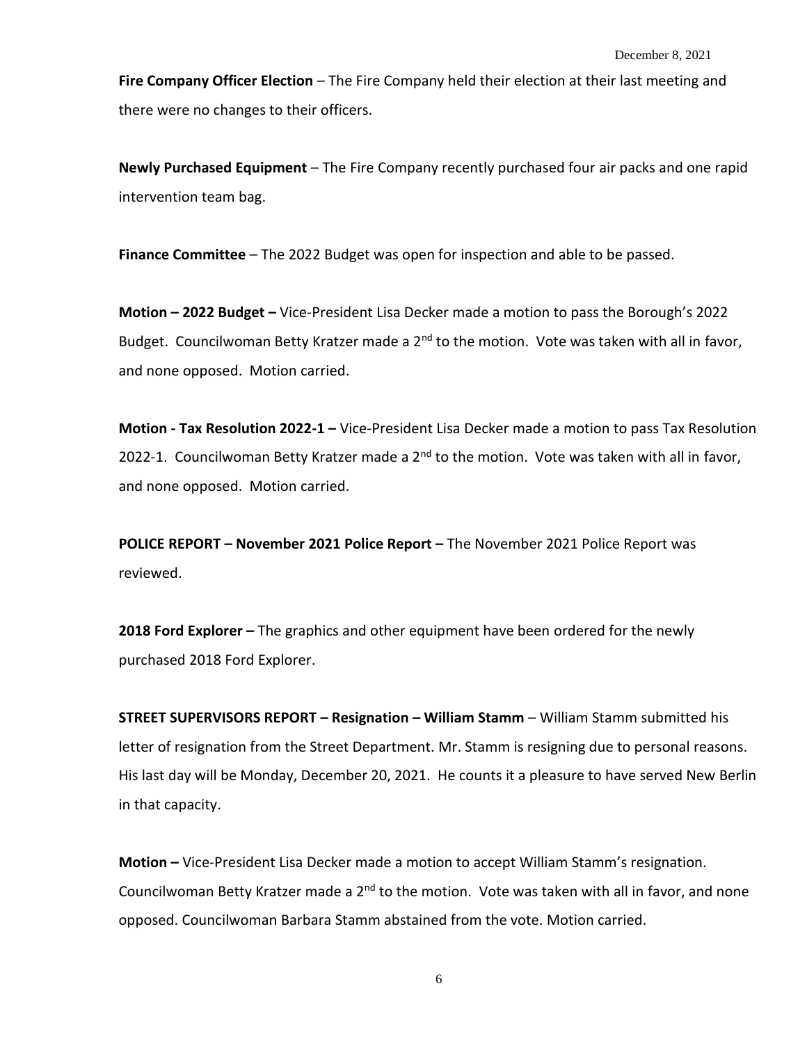**Fire Company Officer Election** – The Fire Company held their election at their last meeting and there were no changes to their officers.

**Newly Purchased Equipment** – The Fire Company recently purchased four air packs and one rapid intervention team bag.

**Finance Committee** – The 2022 Budget was open for inspection and able to be passed.

**Motion – 2022 Budget –** Vice-President Lisa Decker made a motion to pass the Borough's 2022 Budget. Councilwoman Betty Kratzer made a 2nd to the motion. Vote was taken with all in favor, and none opposed. Motion carried.

**Motion - Tax Resolution 2022-1 –** Vice-President Lisa Decker made a motion to pass Tax Resolution 2022-1. Councilwoman Betty Kratzer made a 2nd to the motion. Vote was taken with all in favor, and none opposed. Motion carried.

**POLICE REPORT – November 2021 Police Report –** The November 2021 Police Report was reviewed.

**2018 Ford Explorer –** The graphics and other equipment have been ordered for the newly purchased 2018 Ford Explorer.

**STREET SUPERVISORS REPORT – Resignation – William Stamm** – William Stamm submitted his letter of resignation from the Street Department. Mr. Stamm is resigning due to personal reasons. His last day will be Monday, December 20, 2021. He counts it a pleasure to have served New Berlin in that capacity.

**Motion –** Vice-President Lisa Decker made a motion to accept William Stamm's resignation. Councilwoman Betty Kratzer made a 2nd to the motion. Vote was taken with all in favor, and none opposed. Councilwoman Barbara Stamm abstained from the vote. Motion carried.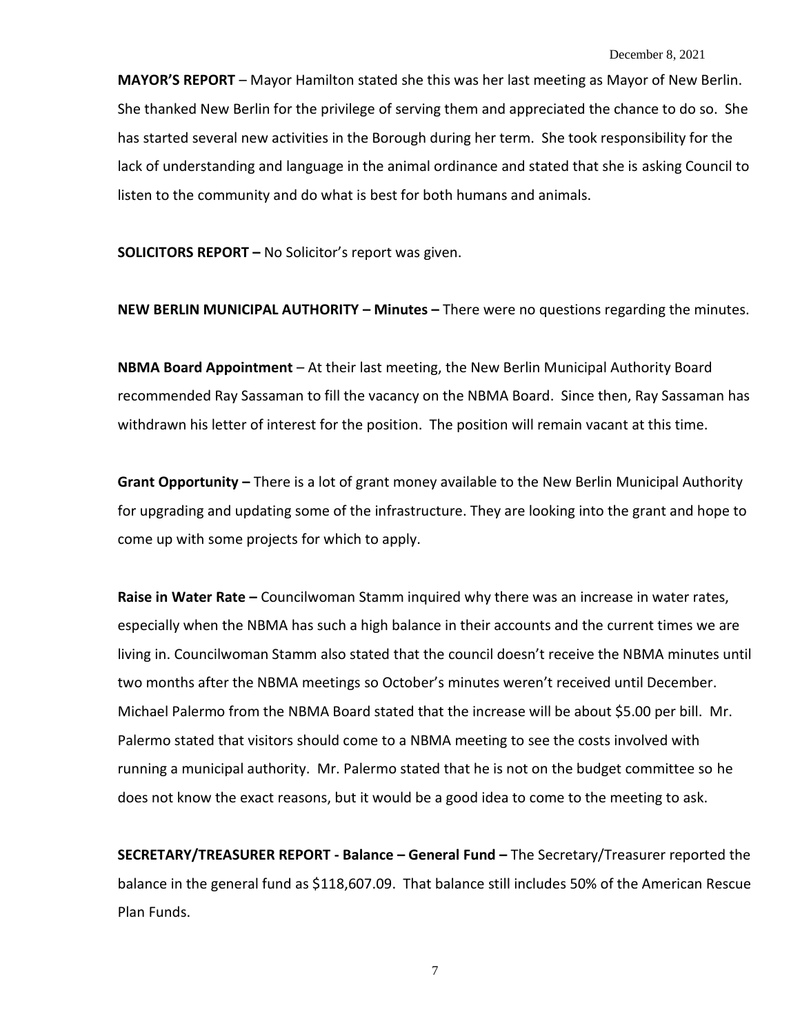**MAYOR'S REPORT** – Mayor Hamilton stated she this was her last meeting as Mayor of New Berlin. She thanked New Berlin for the privilege of serving them and appreciated the chance to do so. She has started several new activities in the Borough during her term. She took responsibility for the lack of understanding and language in the animal ordinance and stated that she is asking Council to listen to the community and do what is best for both humans and animals.

**SOLICITORS REPORT –** No Solicitor's report was given.

**NEW BERLIN MUNICIPAL AUTHORITY – Minutes –** There were no questions regarding the minutes.

**NBMA Board Appointment** – At their last meeting, the New Berlin Municipal Authority Board recommended Ray Sassaman to fill the vacancy on the NBMA Board. Since then, Ray Sassaman has withdrawn his letter of interest for the position. The position will remain vacant at this time.

**Grant Opportunity –** There is a lot of grant money available to the New Berlin Municipal Authority for upgrading and updating some of the infrastructure. They are looking into the grant and hope to come up with some projects for which to apply.

**Raise in Water Rate –** Councilwoman Stamm inquired why there was an increase in water rates, especially when the NBMA has such a high balance in their accounts and the current times we are living in. Councilwoman Stamm also stated that the council doesn't receive the NBMA minutes until two months after the NBMA meetings so October's minutes weren't received until December. Michael Palermo from the NBMA Board stated that the increase will be about $5.00 per bill. Mr. Palermo stated that visitors should come to a NBMA meeting to see the costs involved with running a municipal authority. Mr. Palermo stated that he is not on the budget committee so he does not know the exact reasons, but it would be a good idea to come to the meeting to ask.

**SECRETARY/TREASURER REPORT - Balance – General Fund –** The Secretary/Treasurer reported the balance in the general fund as $118,607.09. That balance still includes 50% of the American Rescue Plan Funds.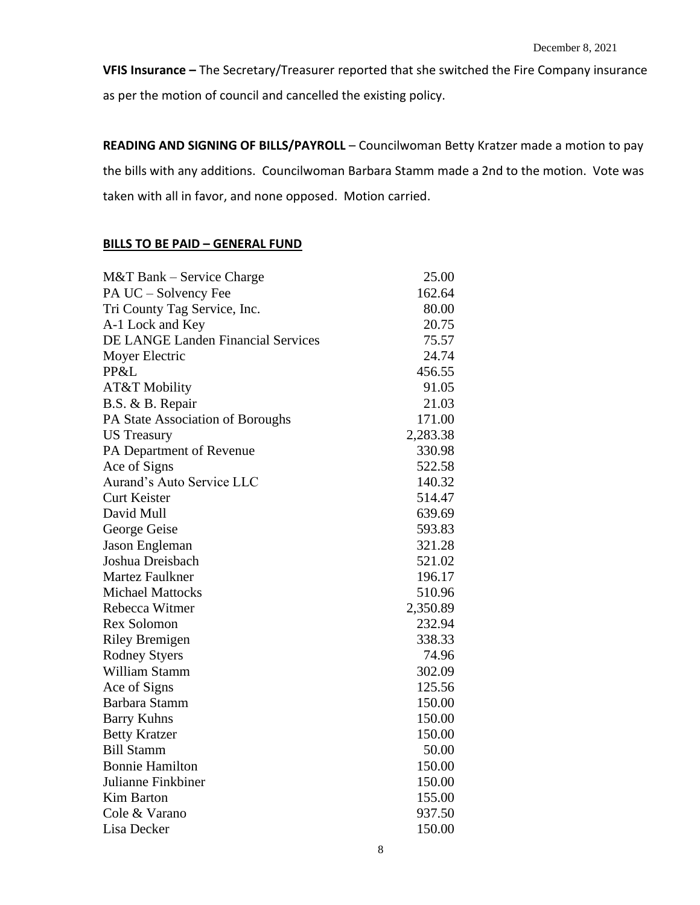**VFIS Insurance –** The Secretary/Treasurer reported that she switched the Fire Company insurance as per the motion of council and cancelled the existing policy.

**READING AND SIGNING OF BILLS/PAYROLL** – Councilwoman Betty Kratzer made a motion to pay the bills with any additions. Councilwoman Barbara Stamm made a 2nd to the motion. Vote was taken with all in favor, and none opposed. Motion carried.

**BILLS TO BE PAID – GENERAL FUND**

| | |
|---|---:|
| M&T Bank – Service Charge | 25.00 |
| PA UC – Solvency Fee | 162.64 |
| Tri County Tag Service, Inc. | 80.00 |
| A-1 Lock and Key | 20.75 |
| DE LANGE Landen Financial Services | 75.57 |
| Moyer Electric | 24.74 |
| PP&L | 456.55 |
| AT&T Mobility | 91.05 |
| B.S. & B. Repair | 21.03 |
| PA State Association of Boroughs | 171.00 |
| US Treasury | 2,283.38 |
| PA Department of Revenue | 330.98 |
| Ace of Signs | 522.58 |
| Aurand's Auto Service LLC | 140.32 |
| Curt Keister | 514.47 |
| David Mull | 639.69 |
| George Geise | 593.83 |
| Jason Engleman | 321.28 |
| Joshua Dreisbach | 521.02 |
| Martez Faulkner | 196.17 |
| Michael Mattocks | 510.96 |
| Rebecca Witmer | 2,350.89 |
| Rex Solomon | 232.94 |
| Riley Bremigen | 338.33 |
| Rodney Styers | 74.96 |
| William Stamm | 302.09 |
| Ace of Signs | 125.56 |
| Barbara Stamm | 150.00 |
| Barry Kuhns | 150.00 |
| Betty Kratzer | 150.00 |
| Bill Stamm | 50.00 |
| Bonnie Hamilton | 150.00 |
| Julianne Finkbiner | 150.00 |
| Kim Barton | 155.00 |
| Cole & Varano | 937.50 |
| Lisa Decker | 150.00 |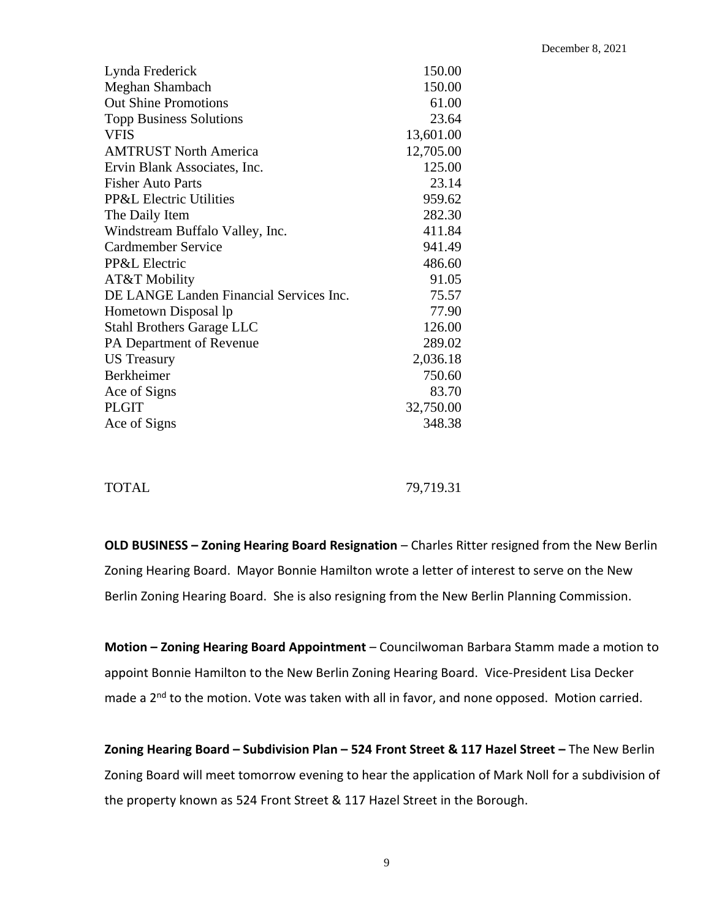| | |
|---|---|
| Lynda Frederick | 150.00 |
| Meghan Shambach | 150.00 |
| Out Shine Promotions | 61.00 |
| Topp Business Solutions | 23.64 |
| VFIS | 13,601.00 |
| AMTRUST North America | 12,705.00 |
| Ervin Blank Associates, Inc. | 125.00 |
| Fisher Auto Parts | 23.14 |
| PP&L Electric Utilities | 959.62 |
| The Daily Item | 282.30 |
| Windstream Buffalo Valley, Inc. | 411.84 |
| Cardmember Service | 941.49 |
| PP&L Electric | 486.60 |
| AT&T Mobility | 91.05 |
| DE LANGE Landen Financial Services Inc. | 75.57 |
| Hometown Disposal lp | 77.90 |
| Stahl Brothers Garage LLC | 126.00 |
| PA Department of Revenue | 289.02 |
| US Treasury | 2,036.18 |
| Berkheimer | 750.60 |
| Ace of Signs | 83.70 |
| PLGIT | 32,750.00 |
| Ace of Signs | 348.38 |
| | |
| TOTAL | 79,719.31 |

**OLD BUSINESS – Zoning Hearing Board Resignation** – Charles Ritter resigned from the New Berlin Zoning Hearing Board. Mayor Bonnie Hamilton wrote a letter of interest to serve on the New Berlin Zoning Hearing Board. She is also resigning from the New Berlin Planning Commission.

**Motion – Zoning Hearing Board Appointment** – Councilwoman Barbara Stamm made a motion to appoint Bonnie Hamilton to the New Berlin Zoning Hearing Board. Vice-President Lisa Decker made a 2nd to the motion. Vote was taken with all in favor, and none opposed. Motion carried.

**Zoning Hearing Board – Subdivision Plan – 524 Front Street & 117 Hazel Street –** The New Berlin Zoning Board will meet tomorrow evening to hear the application of Mark Noll for a subdivision of the property known as 524 Front Street & 117 Hazel Street in the Borough.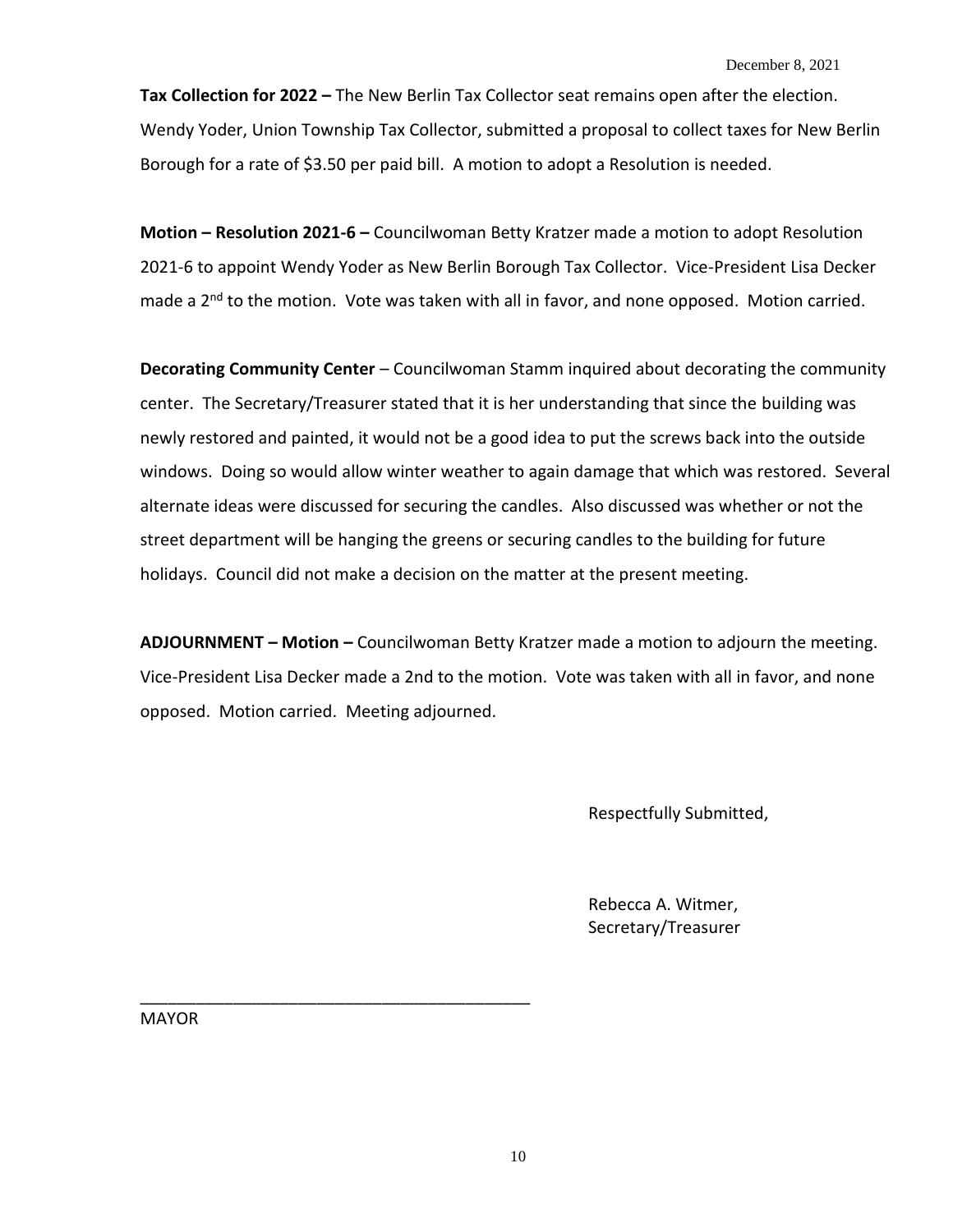**Tax Collection for 2022 –** The New Berlin Tax Collector seat remains open after the election. Wendy Yoder, Union Township Tax Collector, submitted a proposal to collect taxes for New Berlin Borough for a rate of $3.50 per paid bill. A motion to adopt a Resolution is needed.

**Motion – Resolution 2021-6 –** Councilwoman Betty Kratzer made a motion to adopt Resolution 2021-6 to appoint Wendy Yoder as New Berlin Borough Tax Collector. Vice-President Lisa Decker made a 2nd to the motion. Vote was taken with all in favor, and none opposed. Motion carried.

**Decorating Community Center** – Councilwoman Stamm inquired about decorating the community center. The Secretary/Treasurer stated that it is her understanding that since the building was newly restored and painted, it would not be a good idea to put the screws back into the outside windows. Doing so would allow winter weather to again damage that which was restored. Several alternate ideas were discussed for securing the candles. Also discussed was whether or not the street department will be hanging the greens or securing candles to the building for future holidays. Council did not make a decision on the matter at the present meeting.

**ADJOURNMENT – Motion –** Councilwoman Betty Kratzer made a motion to adjourn the meeting. Vice-President Lisa Decker made a 2nd to the motion. Vote was taken with all in favor, and none opposed. Motion carried. Meeting adjourned.

Respectfully Submitted,

Rebecca A. Witmer,
Secretary/Treasurer

\_\_\_\_\_\_\_\_\_\_\_\_\_\_\_\_\_\_\_\_\_\_\_\_\_\_\_\_\_\_\_\_\_\_\_\_\_\_\_\_\_\_\_\_

MAYOR